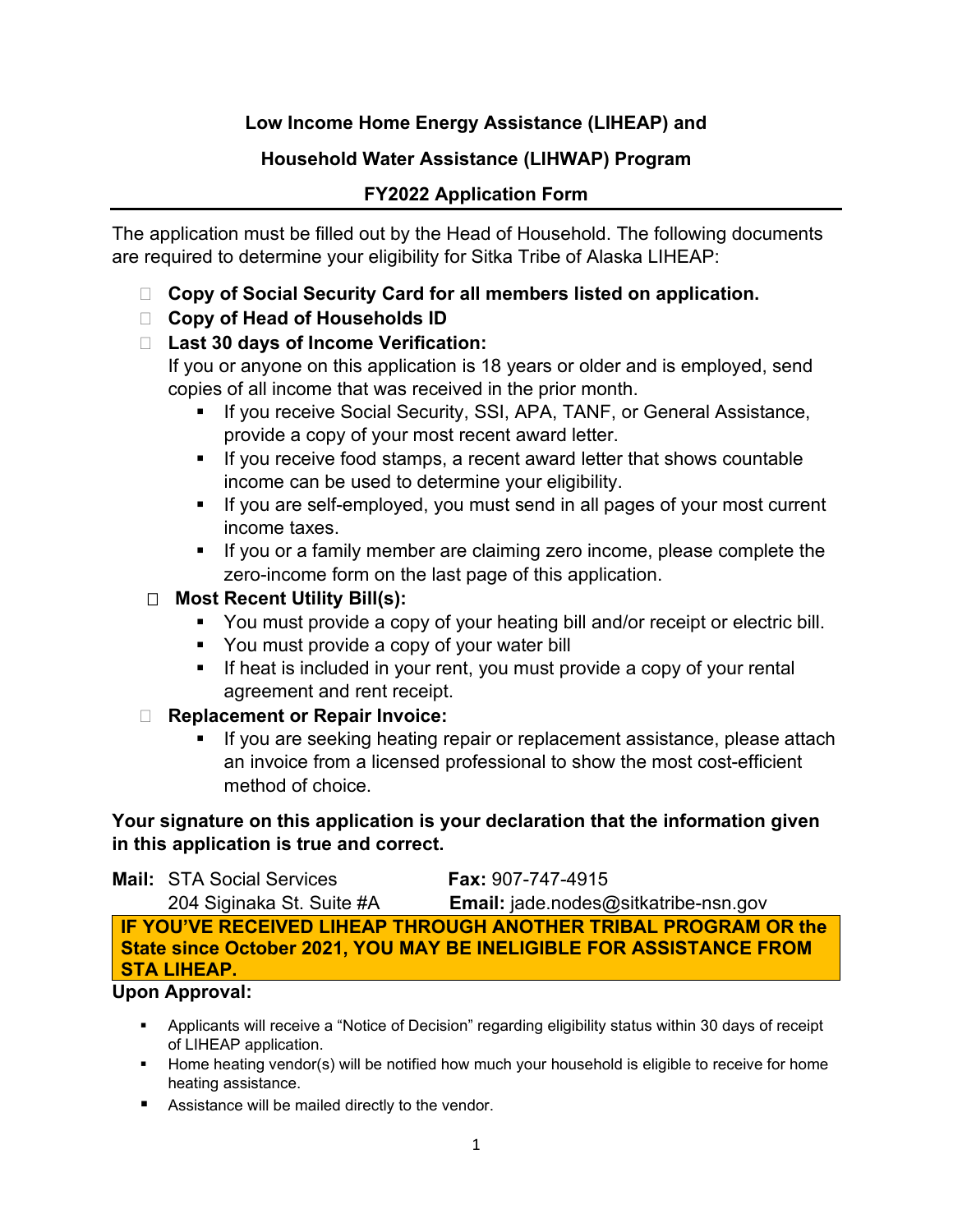**Low Income Home Energy Assistance (LIHEAP) and**

**Household Water Assistance (LIHWAP) Program**

**FY2022 Application Form**

---

The application must be filled out by the Head of Household. The following documents are required to determine your eligibility for Sitka Tribe of Alaska LIHEAP:

- ☐ **Copy of Social Security Card for all members listed on application.**
- ☐ **Copy of Head of Households ID**
- ☐ **Last 30 days of Income Verification:**
  If you or anyone on this application is 18 years or older and is employed, send copies of all income that was received in the prior month.
  - If you receive Social Security, SSI, APA, TANF, or General Assistance, provide a copy of your most recent award letter.
  - If you receive food stamps, a recent award letter that shows countable income can be used to determine your eligibility.
  - If you are self-employed, you must send in all pages of your most current income taxes.
  - If you or a family member are claiming zero income, please complete the zero-income form on the last page of this application.
- ☐ **Most Recent Utility Bill(s):**
  - You must provide a copy of your heating bill and/or receipt or electric bill.
  - You must provide a copy of your water bill
  - If heat is included in your rent, you must provide a copy of your rental agreement and rent receipt.
- ☐ **Replacement or Repair Invoice:**
  - If you are seeking heating repair or replacement assistance, please attach an invoice from a licensed professional to show the most cost-efficient method of choice.

**Your signature on this application is your declaration that the information given in this application is true and correct.**

**Mail:** STA Social Services
204 Siginaka St. Suite #A

**Fax:** 907-747-4915
**Email:** jade.nodes@sitkatribe-nsn.gov

**IF YOU'VE RECEIVED LIHEAP THROUGH ANOTHER TRIBAL PROGRAM OR the State since October 2021, YOU MAY BE INELIGIBLE FOR ASSISTANCE FROM STA LIHEAP.**

**Upon Approval:**

- Applicants will receive a "Notice of Decision" regarding eligibility status within 30 days of receipt of LIHEAP application.
- Home heating vendor(s) will be notified how much your household is eligible to receive for home heating assistance.
- Assistance will be mailed directly to the vendor.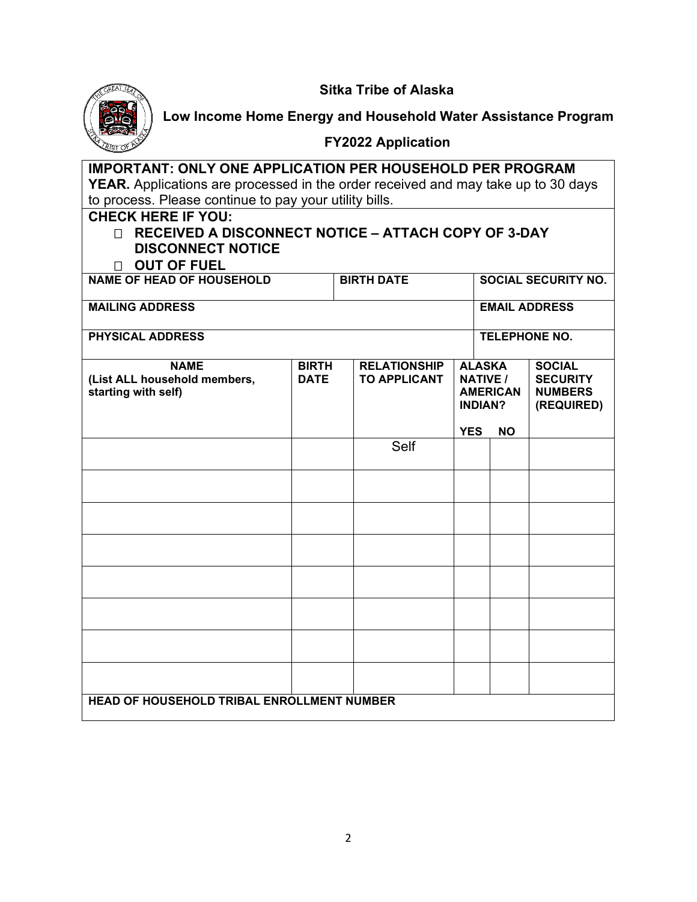**Sitka Tribe of Alaska**

**Low Income Home Energy and Household Water Assistance Program**

**FY2022 Application**

**IMPORTANT: ONLY ONE APPLICATION PER HOUSEHOLD PER PROGRAM YEAR.** Applications are processed in the order received and may take up to 30 days to process. Please continue to pay your utility bills.

**CHECK HERE IF YOU:**

- ☐ **RECEIVED A DISCONNECT NOTICE – ATTACH COPY OF 3-DAY DISCONNECT NOTICE**
- ☐ **OUT OF FUEL**

| NAME OF HEAD OF HOUSEHOLD | BIRTH DATE | SOCIAL SECURITY NO. |
|---|---|---|
| | | |

| MAILING ADDRESS | EMAIL ADDRESS |
|---|---|
| | |
| **PHYSICAL ADDRESS** | **TELEPHONE NO.** |
| | |

| NAME (List ALL household members, starting with self) | BIRTH DATE | RELATIONSHIP TO APPLICANT | ALASKA NATIVE / AMERICAN INDIAN? | | SOCIAL SECURITY NUMBERS (REQUIRED) |
|---|---|---|---|---|---|
| | | | YES | NO | |
| | | Self | | | |
| | | | | | |
| | | | | | |
| | | | | | |
| | | | | | |
| | | | | | |
| | | | | | |
| | | | | | |

**HEAD OF HOUSEHOLD TRIBAL ENROLLMENT NUMBER**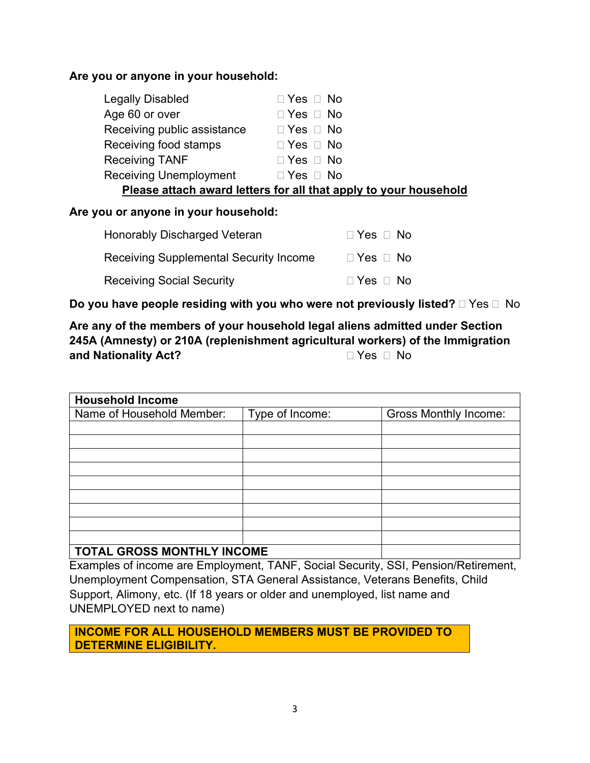**Are you or anyone in your household:**

| | |
|---|---|
| Legally Disabled | ☐ Yes ☐ No |
| Age 60 or over | ☐ Yes ☐ No |
| Receiving public assistance | ☐ Yes ☐ No |
| Receiving food stamps | ☐ Yes ☐ No |
| Receiving TANF | ☐ Yes ☐ No |
| Receiving Unemployment | ☐ Yes ☐ No |

**Please attach award letters for all that apply to your household**

**Are you or anyone in your household:**

| | |
|---|---|
| Honorably Discharged Veteran | ☐ Yes ☐ No |
| Receiving Supplemental Security Income | ☐ Yes ☐ No |
| Receiving Social Security | ☐ Yes ☐ No |

**Do you have people residing with you who were not previously listed?** ☐ Yes ☐ No

**Are any of the members of your household legal aliens admitted under Section 245A (Amnesty) or 210A (replenishment agricultural workers) of the Immigration and Nationality Act?** ☐ Yes ☐ No

| **Household Income** | | |
|---|---|---|
| Name of Household Member: | Type of Income: | Gross Monthly Income: |
| | | |
| | | |
| | | |
| | | |
| | | |
| | | |
| | | |
| | | |
| | | |
| **TOTAL GROSS MONTHLY INCOME** | | |

Examples of income are Employment, TANF, Social Security, SSI, Pension/Retirement, Unemployment Compensation, STA General Assistance, Veterans Benefits, Child Support, Alimony, etc. (If 18 years or older and unemployed, list name and UNEMPLOYED next to name)

**INCOME FOR ALL HOUSEHOLD MEMBERS MUST BE PROVIDED TO DETERMINE ELIGIBILITY.**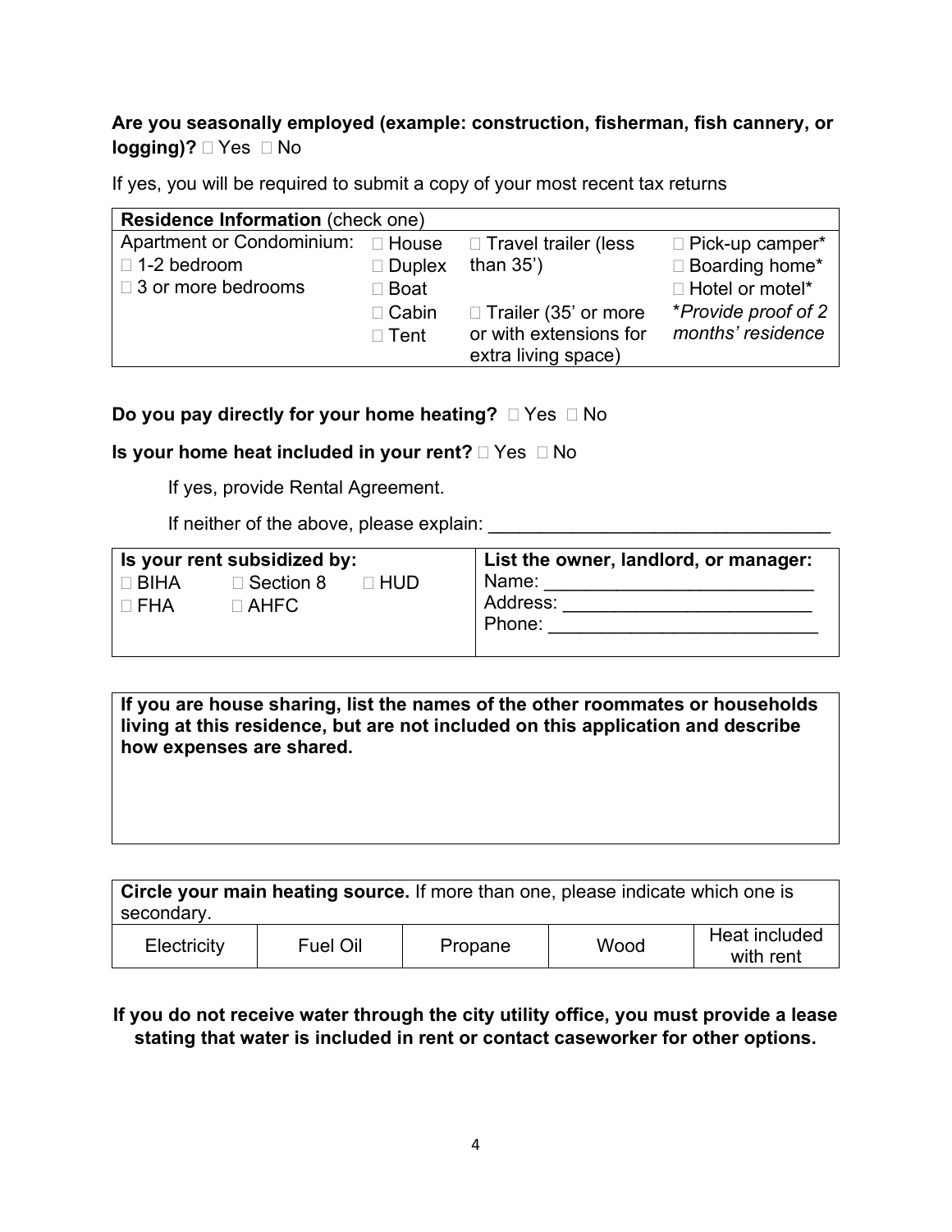**Are you seasonally employed (example: construction, fisherman, fish cannery, or logging)?** □ Yes □ No

If yes, you will be required to submit a copy of your most recent tax returns

| **Residence Information** (check one) | | | |
|---|---|---|---|
| Apartment or Condominium:<br>□ 1-2 bedroom<br>□ 3 or more bedrooms | □ House<br>□ Duplex<br>□ Boat<br>□ Cabin<br>□ Tent | □ Travel trailer (less than 35')<br>□ Trailer (35' or more or with extensions for extra living space) | □ Pick-up camper*<br>□ Boarding home*<br>□ Hotel or motel*<br>*Provide proof of 2 months' residence* |

**Do you pay directly for your home heating?** □ Yes □ No

**Is your home heat included in your rent?** □ Yes □ No

If yes, provide Rental Agreement.

If neither of the above, please explain: ________________________________

| **Is your rent subsidized by:** | **List the owner, landlord, or manager:** |
|---|---|
| □ BIHA □ Section 8 □ HUD<br>□ FHA □ AHFC | Name: ________________________<br>Address: ______________________<br>Phone: _________________________ |

| **If you are house sharing, list the names of the other roommates or households living at this residence, but are not included on this application and describe how expenses are shared.** |
|---|
| |

| **Circle your main heating source.** If more than one, please indicate which one is secondary. | | | | |
|---|---|---|---|---|
| Electricity | Fuel Oil | Propane | Wood | Heat included with rent |

**If you do not receive water through the city utility office, you must provide a lease stating that water is included in rent or contact caseworker for other options.**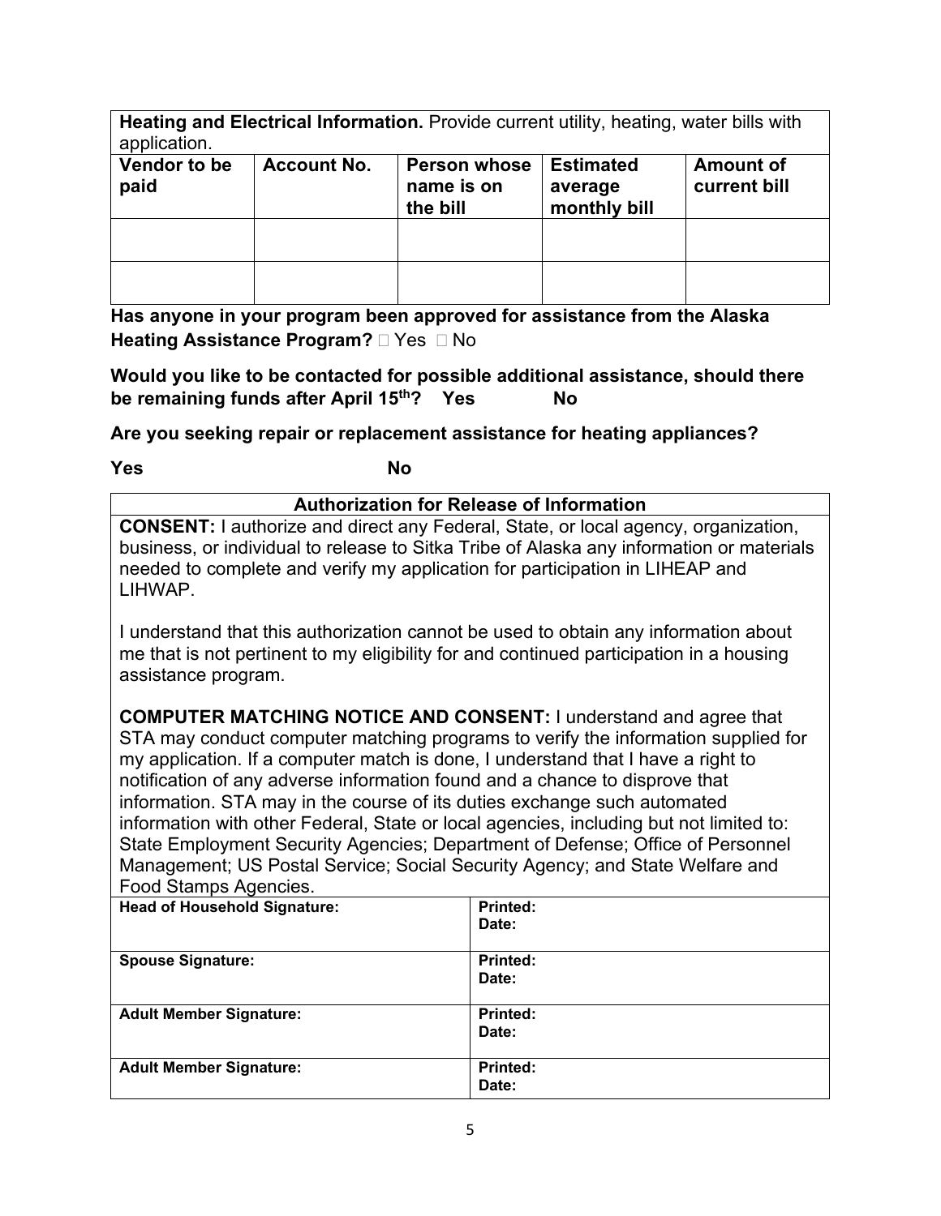| **Heating and Electrical Information.** Provide current utility, heating, water bills with application. | | | | |
|---|---|---|---|---|
| **Vendor to be paid** | **Account No.** | **Person whose name is on the bill** | **Estimated average monthly bill** | **Amount of current bill** |
| | | | | |
| | | | | |

**Has anyone in your program been approved for assistance from the Alaska Heating Assistance Program?** ☐ Yes ☐ No

**Would you like to be contacted for possible additional assistance, should there be remaining funds after April 15th? Yes No**

**Are you seeking repair or replacement assistance for heating appliances?**

**Yes No**

| **Authorization for Release of Information** | |
|---|---|
| **CONSENT:** I authorize and direct any Federal, State, or local agency, organization, business, or individual to release to Sitka Tribe of Alaska any information or materials needed to complete and verify my application for participation in LIHEAP and LIHWAP.<br><br>I understand that this authorization cannot be used to obtain any information about me that is not pertinent to my eligibility for and continued participation in a housing assistance program.<br><br>**COMPUTER MATCHING NOTICE AND CONSENT:** I understand and agree that STA may conduct computer matching programs to verify the information supplied for my application. If a computer match is done, I understand that I have a right to notification of any adverse information found and a chance to disprove that information. STA may in the course of its duties exchange such automated information with other Federal, State or local agencies, including but not limited to: State Employment Security Agencies; Department of Defense; Office of Personnel Management; US Postal Service; Social Security Agency; and State Welfare and Food Stamps Agencies. | |
| **Head of Household Signature:** | **Printed:**<br>**Date:** |
| **Spouse Signature:** | **Printed:**<br>**Date:** |
| **Adult Member Signature:** | **Printed:**<br>**Date:** |
| **Adult Member Signature:** | **Printed:**<br>**Date:** |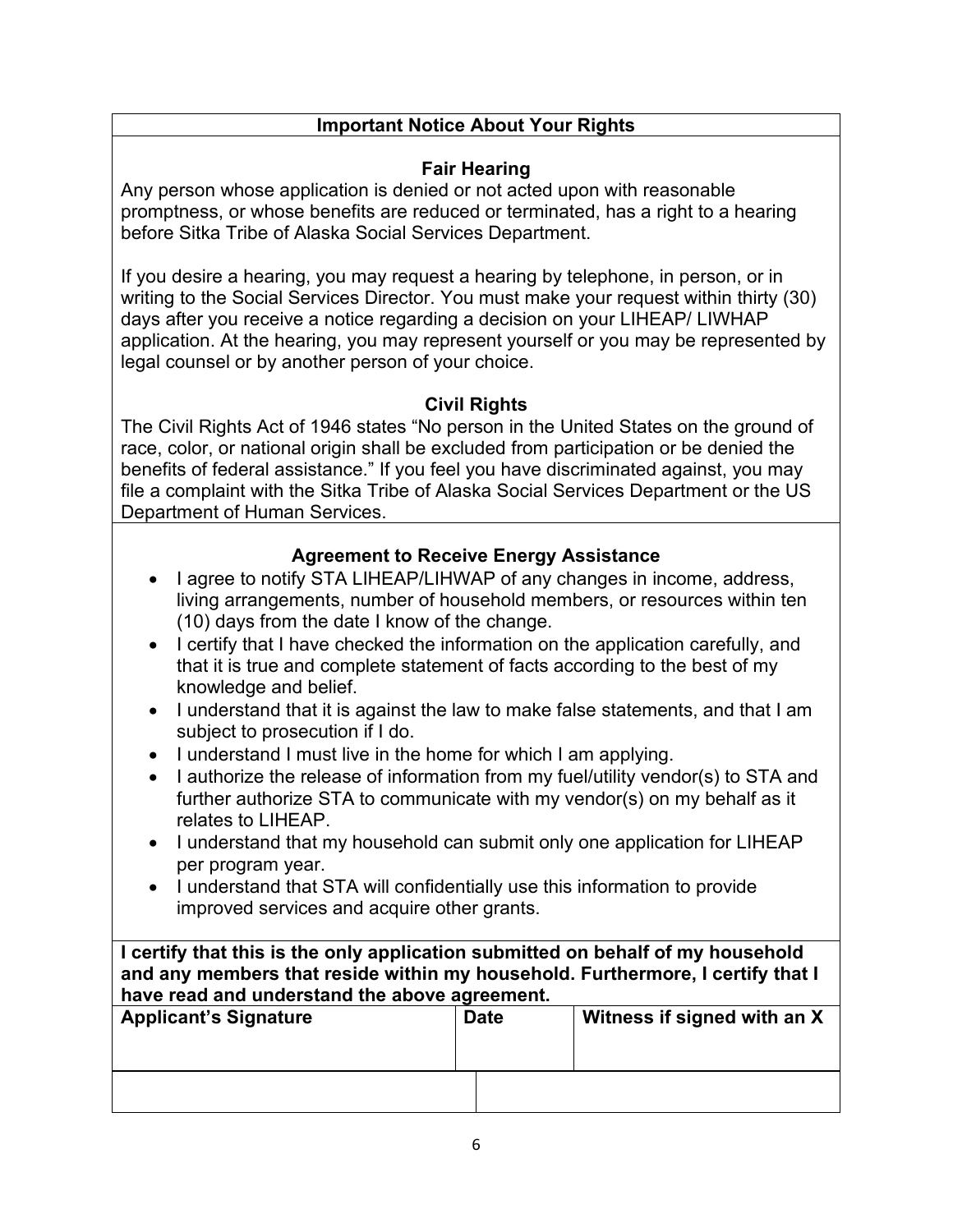## Important Notice About Your Rights

### Fair Hearing

Any person whose application is denied or not acted upon with reasonable promptness, or whose benefits are reduced or terminated, has a right to a hearing before Sitka Tribe of Alaska Social Services Department.

If you desire a hearing, you may request a hearing by telephone, in person, or in writing to the Social Services Director. You must make your request within thirty (30) days after you receive a notice regarding a decision on your LIHEAP/ LIWHAP application. At the hearing, you may represent yourself or you may be represented by legal counsel or by another person of your choice.

### Civil Rights

The Civil Rights Act of 1946 states "No person in the United States on the ground of race, color, or national origin shall be excluded from participation or be denied the benefits of federal assistance." If you feel you have discriminated against, you may file a complaint with the Sitka Tribe of Alaska Social Services Department or the US Department of Human Services.

### Agreement to Receive Energy Assistance

- I agree to notify STA LIHEAP/LIHWAP of any changes in income, address, living arrangements, number of household members, or resources within ten (10) days from the date I know of the change.
- I certify that I have checked the information on the application carefully, and that it is true and complete statement of facts according to the best of my knowledge and belief.
- I understand that it is against the law to make false statements, and that I am subject to prosecution if I do.
- I understand I must live in the home for which I am applying.
- I authorize the release of information from my fuel/utility vendor(s) to STA and further authorize STA to communicate with my vendor(s) on my behalf as it relates to LIHEAP.
- I understand that my household can submit only one application for LIHEAP per program year.
- I understand that STA will confidentially use this information to provide improved services and acquire other grants.

**I certify that this is the only application submitted on behalf of my household and any members that reside within my household. Furthermore, I certify that I have read and understand the above agreement.**

| Applicant's Signature | Date | Witness if signed with an X |
|---|---|---|
| | | |
| | | |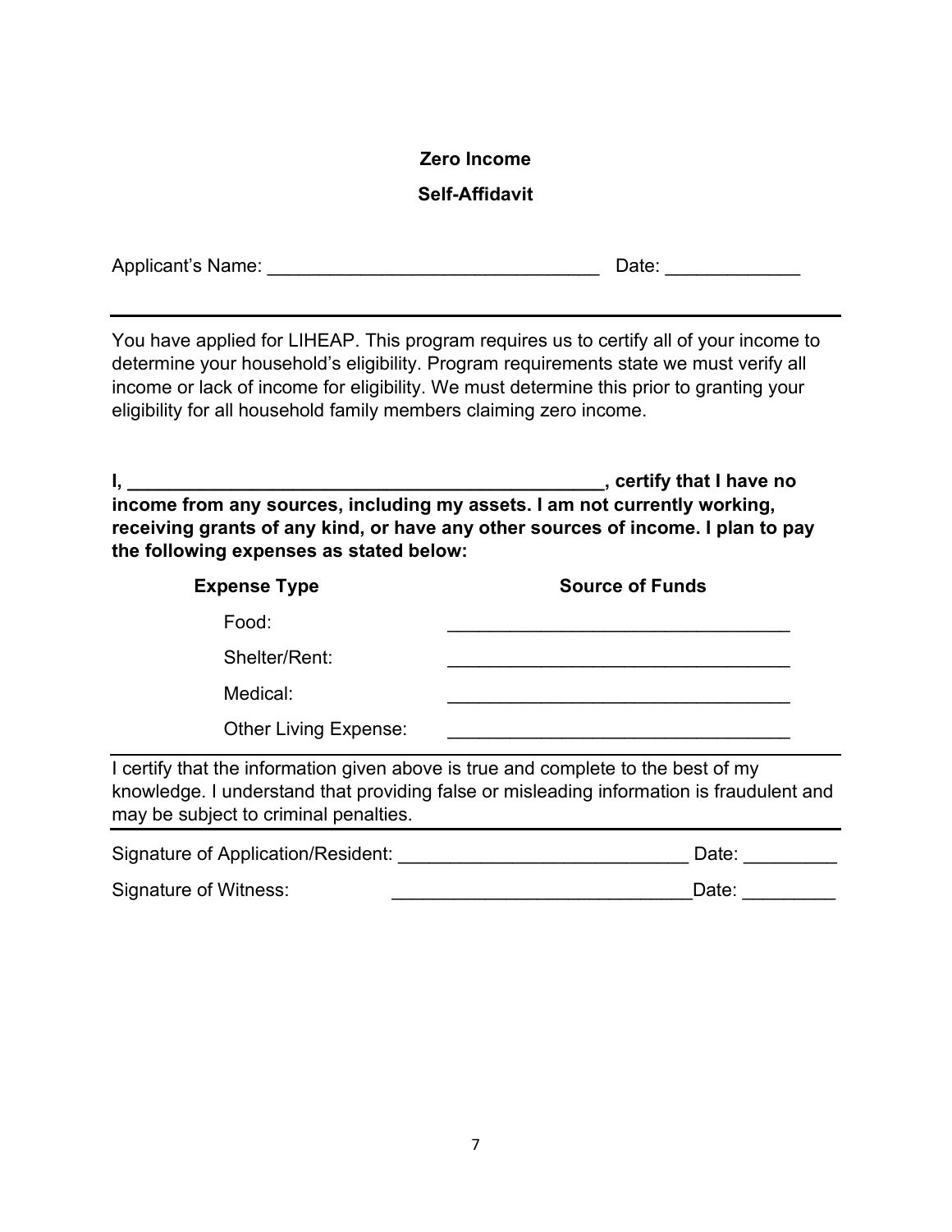**Zero Income**

**Self-Affidavit**

Applicant's Name: ________________________________ Date: _____________

---

You have applied for LIHEAP. This program requires us to certify all of your income to determine your household's eligibility. Program requirements state we must verify all income or lack of income for eligibility. We must determine this prior to granting your eligibility for all household family members claiming zero income.

**I, _______________________________________________, certify that I have no income from any sources, including my assets. I am not currently working, receiving grants of any kind, or have any other sources of income. I plan to pay the following expenses as stated below:**

| **Expense Type** | **Source of Funds** |
|---|---|
| Food: | __________________________________ |
| Shelter/Rent: | __________________________________ |
| Medical: | __________________________________ |
| Other Living Expense: | __________________________________ |

---

I certify that the information given above is true and complete to the best of my knowledge. I understand that providing false or misleading information is fraudulent and may be subject to criminal penalties.

---

Signature of Application/Resident: ____________________________ Date: _________

Signature of Witness: _____________________________Date: _________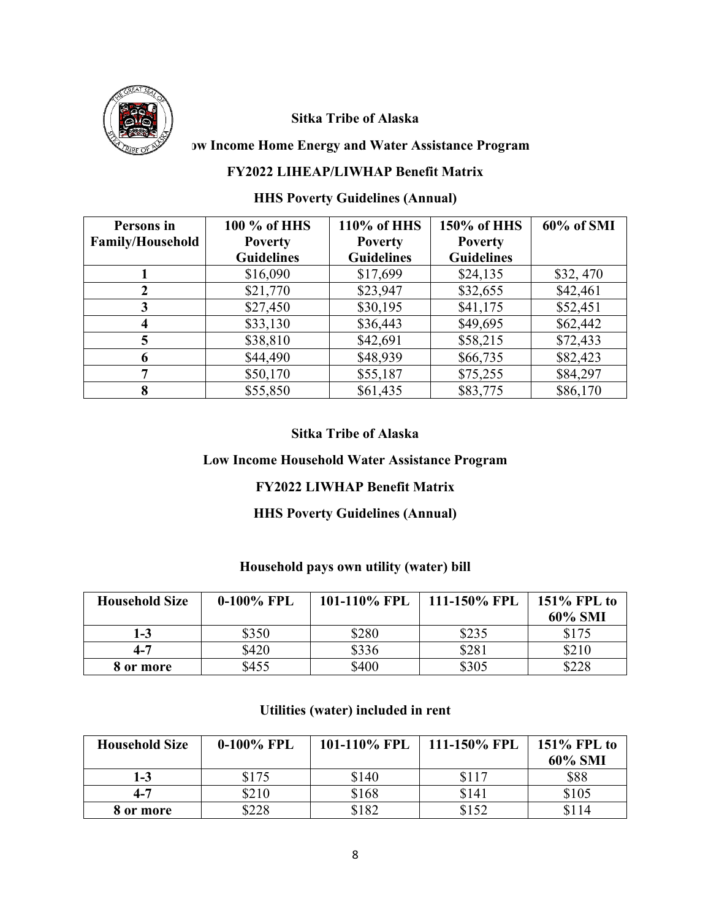**Sitka Tribe of Alaska**

**ow Income Home Energy and Water Assistance Program**

**FY2022 LIHEAP/LIWHAP Benefit Matrix**

**HHS Poverty Guidelines (Annual)**

| Persons in Family/Household | 100 % of HHS Poverty Guidelines | 110% of HHS Poverty Guidelines | 150% of HHS Poverty Guidelines | 60% of SMI |
|---|---|---|---|---|
| 1 | $16,090 | $17,699 | $24,135 | $32, 470 |
| 2 | $21,770 | $23,947 | $32,655 | $42,461 |
| 3 | $27,450 | $30,195 | $41,175 | $52,451 |
| 4 | $33,130 | $36,443 | $49,695 | $62,442 |
| 5 | $38,810 | $42,691 | $58,215 | $72,433 |
| 6 | $44,490 | $48,939 | $66,735 | $82,423 |
| 7 | $50,170 | $55,187 | $75,255 | $84,297 |
| 8 | $55,850 | $61,435 | $83,775 | $86,170 |

**Sitka Tribe of Alaska**

**Low Income Household Water Assistance Program**

**FY2022 LIWHAP Benefit Matrix**

**HHS Poverty Guidelines (Annual)**

**Household pays own utility (water) bill**

| Household Size | 0-100% FPL | 101-110% FPL | 111-150% FPL | 151% FPL to 60% SMI |
|---|---|---|---|---|
| 1-3 | $350 | $280 | $235 | $175 |
| 4-7 | $420 | $336 | $281 | $210 |
| 8 or more | $455 | $400 | $305 | $228 |

**Utilities (water) included in rent**

| Household Size | 0-100% FPL | 101-110% FPL | 111-150% FPL | 151% FPL to 60% SMI |
|---|---|---|---|---|
| 1-3 | $175 | $140 | $117 | $88 |
| 4-7 | $210 | $168 | $141 | $105 |
| 8 or more | $228 | $182 | $152 | $114 |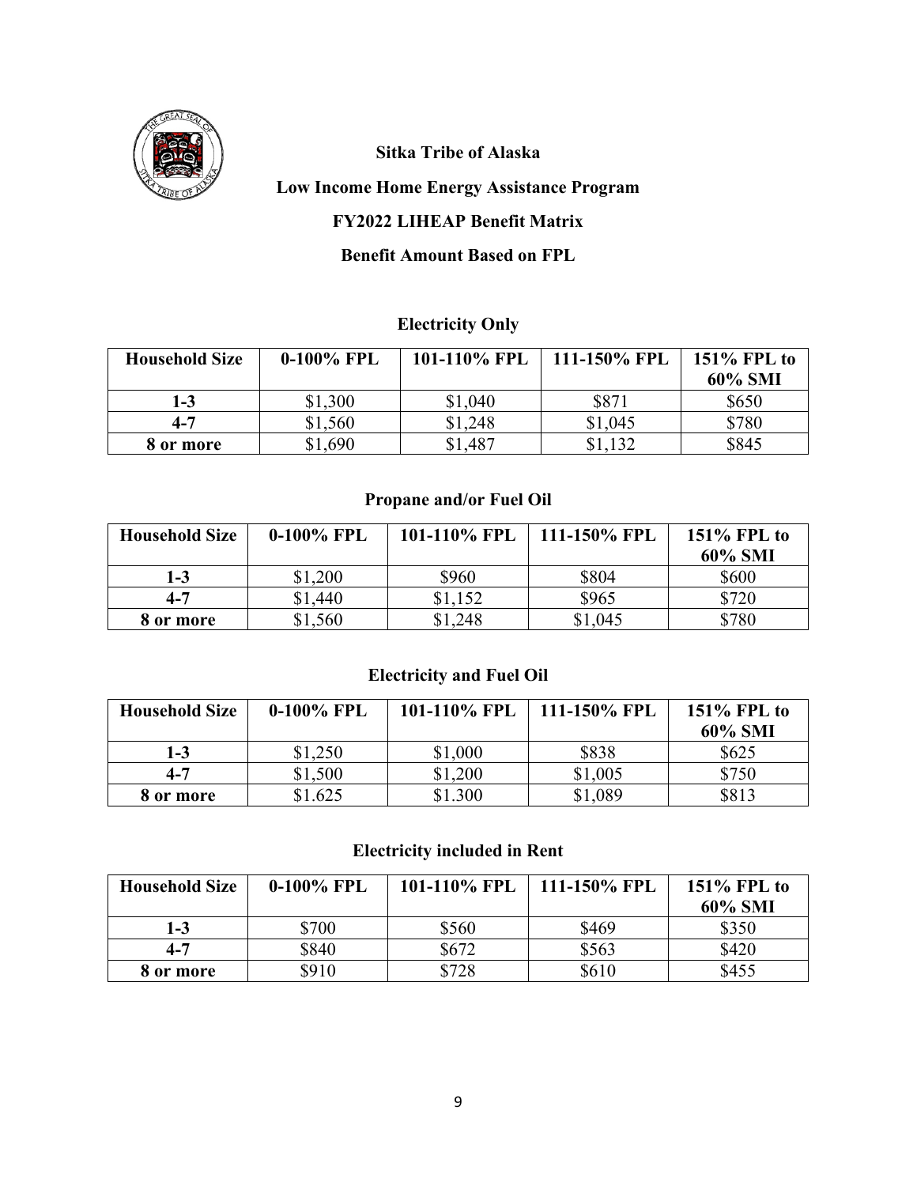**Sitka Tribe of Alaska**

**Low Income Home Energy Assistance Program**

**FY2022 LIHEAP Benefit Matrix**

**Benefit Amount Based on FPL**

**Electricity Only**

| Household Size | 0-100% FPL | 101-110% FPL | 111-150% FPL | 151% FPL to 60% SMI |
|---|---|---|---|---|
| **1-3** | $1,300 | $1,040 | $871 | $650 |
| **4-7** | $1,560 | $1,248 | $1,045 | $780 |
| **8 or more** | $1,690 | $1,487 | $1,132 | $845 |

**Propane and/or Fuel Oil**

| Household Size | 0-100% FPL | 101-110% FPL | 111-150% FPL | 151% FPL to 60% SMI |
|---|---|---|---|---|
| **1-3** | $1,200 | $960 | $804 | $600 |
| **4-7** | $1,440 | $1,152 | $965 | $720 |
| **8 or more** | $1,560 | $1,248 | $1,045 | $780 |

**Electricity and Fuel Oil**

| Household Size | 0-100% FPL | 101-110% FPL | 111-150% FPL | 151% FPL to 60% SMI |
|---|---|---|---|---|
| **1-3** | $1,250 | $1,000 | $838 | $625 |
| **4-7** | $1,500 | $1,200 | $1,005 | $750 |
| **8 or more** | $1.625 | $1.300 | $1,089 | $813 |

**Electricity included in Rent**

| Household Size | 0-100% FPL | 101-110% FPL | 111-150% FPL | 151% FPL to 60% SMI |
|---|---|---|---|---|
| **1-3** | $700 | $560 | $469 | $350 |
| **4-7** | $840 | $672 | $563 | $420 |
| **8 or more** | $910 | $728 | $610 | $455 |